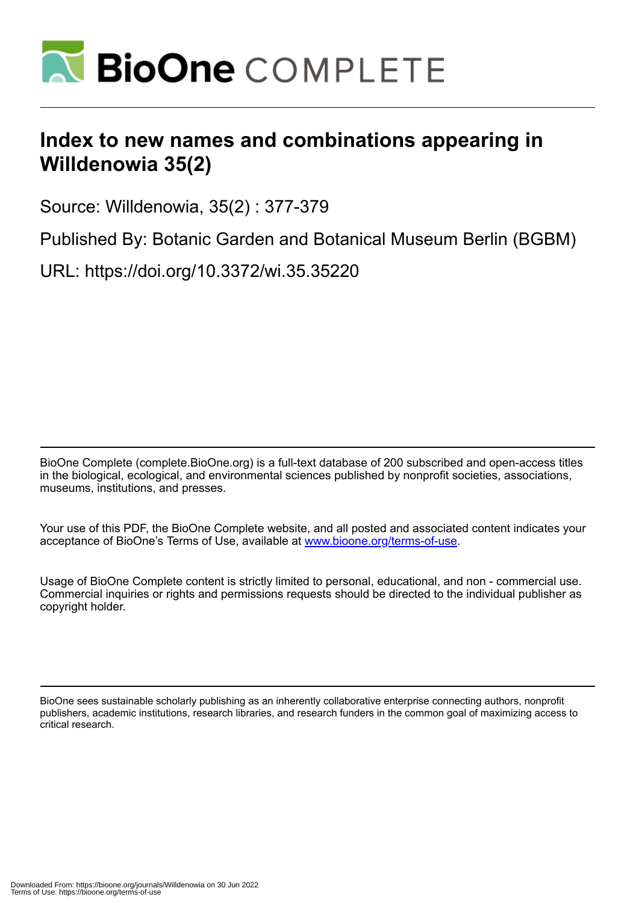# Index to new names and combinations appearing in Willdenowia 35(2)

Source: Willdenowia, 35(2) : 377-379

Published By: Botanic Garden and Botanical Museum Berlin (BGBM)

URL: https://doi.org/10.3372/wi.35.35220

BioOne Complete (complete.BioOne.org) is a full-text database of 200 subscribed and open-access titles in the biological, ecological, and environmental sciences published by nonprofit societies, associations, museums, institutions, and presses.

Your use of this PDF, the BioOne Complete website, and all posted and associated content indicates your acceptance of BioOne's Terms of Use, available at www.bioone.org/terms-of-use.

Usage of BioOne Complete content is strictly limited to personal, educational, and non - commercial use. Commercial inquiries or rights and permissions requests should be directed to the individual publisher as copyright holder.

BioOne sees sustainable scholarly publishing as an inherently collaborative enterprise connecting authors, nonprofit publishers, academic institutions, research libraries, and research funders in the common goal of maximizing access to critical research.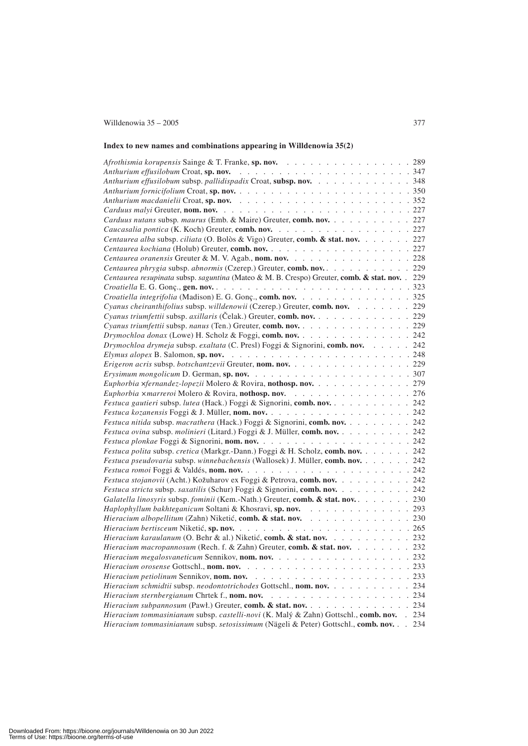## Index to new names and combinations appearing in Willdenowia 35(2)

*Afrothismia korupensis* Sainge & T. Franke, **sp. nov.** . . . . . . . . . . . . . . . . 289
*Anthurium effusilobum* Croat, **sp. nov.** . . . . . . . . . . . . . . . . . . . . . . 347
*Anthurium effusilobum* subsp. *pallidispadix* Croat, **subsp. nov.** . . . . . . . . . . . . 348
*Anthurium fornicifolium* Croat, **sp. nov.** . . . . . . . . . . . . . . . . . . . . . . 350
*Anthurium macdanielii* Croat, **sp. nov.** . . . . . . . . . . . . . . . . . . . . . . 352
*Carduus malyi* Greuter, **nom. nov.** . . . . . . . . . . . . . . . . . . . . . . . . 227
*Carduus nutans* subsp*. maurus* (Emb. & Maire) Greuter, **comb. nov.** . . . . . . . . . . 227
*Caucasalia pontica* (K. Koch) Greuter, **comb. nov.** . . . . . . . . . . . . . . . . . 227
*Centaurea alba* subsp. *ciliata* (O. Bolòs & Vigo) Greuter, **comb. & stat. nov.** . . . . . . 227
*Centaurea kochiana* (Holub) Greuter, **comb. nov.** . . . . . . . . . . . . . . . . . . 227
*Centaurea oranensis* Greuter & M. V. Agab., **nom. nov.** . . . . . . . . . . . . . . . 228
*Centaurea phrygia* subsp. *abnormis* (Czerep.) Greuter, **comb. nov.** . . . . . . . . . . . 229
*Centaurea resupinata* subsp. *saguntina* (Mateo & M. B. Crespo) Greuter, **comb. & stat. nov.** . . 229
*Croatiella* E. G. Gonç., **gen. nov.** . . . . . . . . . . . . . . . . . . . . . . . . 323
*Croatiella integrifolia* (Madison) E. G. Gonç., **comb. nov.** . . . . . . . . . . . . . . 325
*Cyanus cheiranthifolius* subsp. *willdenowii* (Czerep.) Greuter, **comb. nov.** . . . . . . . 229
*Cyanus triumfettii* subsp. *axillaris* (Čelak.) Greuter, **comb. nov.** . . . . . . . . . . . . 229
*Cyanus triumfettii* subsp. *nanus* (Ten.) Greuter, **comb. nov.** . . . . . . . . . . . . . . 229
*Drymochloa donax* (Lowe) H. Scholz & Foggi, **comb. nov.** . . . . . . . . . . . . . . 242
*Drymochloa drymeja* subsp. *exaltata* (C. Presl) Foggi & Signorini, **comb. nov.** . . . . . 242
*Elymus alopex* B. Salomon, **sp. nov.** . . . . . . . . . . . . . . . . . . . . . . . 248
*Erigeron acris* subsp. *botschantzevii* Greuter, **nom. nov.** . . . . . . . . . . . . . . . 229
*Erysimum mongolicum* D. German, **sp. nov.** . . . . . . . . . . . . . . . . . . . . 307
*Euphorbia* ×*fernandez-lopezii* Molero & Rovira, **nothosp. nov.** . . . . . . . . . . . . 279
*Euphorbia* ×*marreroi* Molero & Rovira, **nothosp. nov.** . . . . . . . . . . . . . . . 276
*Festuca gautieri* subsp. *lutea* (Hack.) Foggi & Signorini, **comb. nov.** . . . . . . . . . . 242
*Festuca kozanensis* Foggi & J. Müller, **nom. nov.** . . . . . . . . . . . . . . . . . . 242
*Festuca nitida* subsp. *macrathera* (Hack.) Foggi & Signorini, **comb. nov.** . . . . . . . . 242
*Festuca ovina* subsp. *molinieri* (Litard.) Foggi & J. Müller, **comb. nov.** . . . . . . . . . 242
*Festuca plonkae* Foggi & Signorini, **nom. nov.** . . . . . . . . . . . . . . . . . . . 242
*Festuca polita* subsp. *cretica* (Markgr.-Dann.) Foggi & H. Scholz, **comb. nov.** . . . . . . 242
*Festuca pseudovaria* subsp. *winnebachensis* (Wallosek) J. Müller, **comb. nov.** . . . . . . 242
*Festuca romoi* Foggi & Valdés, **nom. nov.** . . . . . . . . . . . . . . . . . . . . . 242
*Festuca stojanovii* (Acht.) Kožuharov ex Foggi & Petrova, **comb. nov.** . . . . . . . . . 242
*Festuca stricta* subsp. *saxatilis* (Schur) Foggi & Signorini, **comb. nov.** . . . . . . . . . 242
*Galatella linosyris* subsp. *fominii* (Kem.-Nath.) Greuter, **comb. & stat. nov.** . . . . . . . 230
*Haplophyllum bakhteganicum* Soltani & Khosravi, **sp. nov.** . . . . . . . . . . . . . 293
*Hieracium albopellitum* (Zahn) Niketić, **comb. & stat. nov.** . . . . . . . . . . . . . 230
*Hieracium bertisceum* Niketić, **sp. nov.** . . . . . . . . . . . . . . . . . . . . . . 265
*Hieracium karaulanum* (O. Behr & al.) Niketić, **comb. & stat. nov.** . . . . . . . . . . 232
*Hieracium macropannosum* (Rech. f. & Zahn) Greuter, **comb. & stat. nov.** . . . . . . . 232
*Hieracium megalosvaneticum* Sennikov, **nom. nov.** . . . . . . . . . . . . . . . . . 232
*Hieracium orosense* Gottschl., **nom. nov.** . . . . . . . . . . . . . . . . . . . . . 233
*Hieracium petiolinum* Sennikov, **nom. nov.** . . . . . . . . . . . . . . . . . . . . 233
*Hieracium schmidtii* subsp. *neodontotrichodes* Gottschl., **nom. nov.** . . . . . . . . . . 234
*Hieracium sternbergianum* Chrtek f., **nom. nov.** . . . . . . . . . . . . . . . . . . 234
*Hieracium subpannosum* (Pawł.) Greuter, **comb. & stat. nov.** . . . . . . . . . . . . . 234
*Hieracium tommasinianum* subsp. *castelli-novi* (K. Malý & Zahn) Gottschl., **comb. nov.** . 234
*Hieracium tommasinianum* subsp. *setosissimum* (Nägeli & Peter) Gottschl., **comb. nov.** . . 234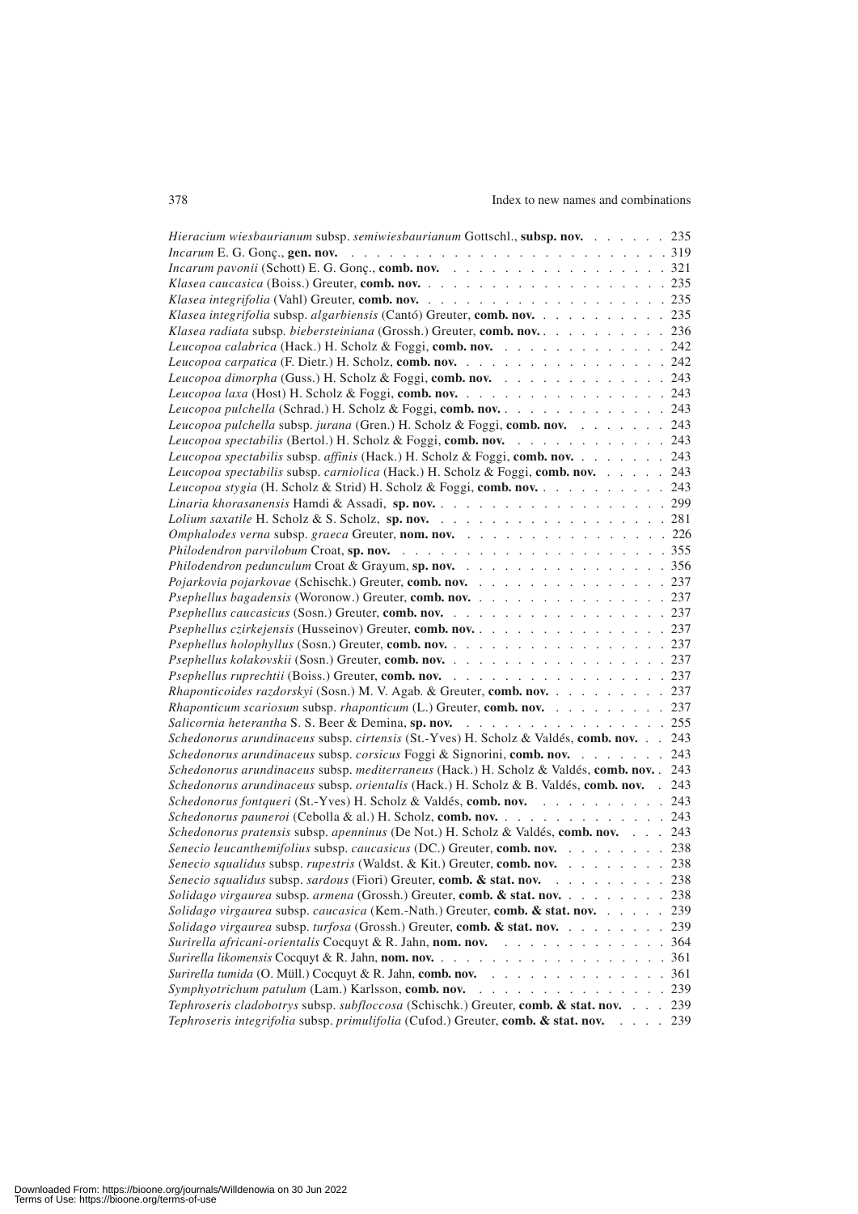*Hieracium wiesbaurianum* subsp. *semiwiesbaurianum* Gottschl., **subsp. nov.** . . . . . . 235
*Incarum* E. G. Gonç., **gen. nov.** . . . . . . . . . . . . . . . . . . . . . . . . 319
*Incarum pavonii* (Schott) E. G. Gonç., **comb. nov.** . . . . . . . . . . . . . . . . 321
*Klasea caucasica* (Boiss.) Greuter, **comb. nov.** . . . . . . . . . . . . . . . . . 235
*Klasea integrifolia* (Vahl) Greuter, **comb. nov.** . . . . . . . . . . . . . . . . . 235
*Klasea integrifolia* subsp. *algarbiensis* (Cantó) Greuter, **comb. nov.** . . . . . . . . . 235
*Klasea radiata* subsp. *biebersteiniana* (Grossh.) Greuter, **comb. nov.** . . . . . . . . . 236
*Leucopoa calabrica* (Hack.) H. Scholz & Foggi, **comb. nov.** . . . . . . . . . . . . 242
*Leucopoa carpatica* (F. Dietr.) H. Scholz, **comb. nov.** . . . . . . . . . . . . . . 242
*Leucopoa dimorpha* (Guss.) H. Scholz & Foggi, **comb. nov.** . . . . . . . . . . . . 243
*Leucopoa laxa* (Host) H. Scholz & Foggi, **comb. nov.** . . . . . . . . . . . . . . . 243
*Leucopoa pulchella* (Schrad.) H. Scholz & Foggi, **comb. nov.** . . . . . . . . . . . . 243
*Leucopoa pulchella* subsp. *jurana* (Gren.) H. Scholz & Foggi, **comb. nov.** . . . . . . . 243
*Leucopoa spectabilis* (Bertol.) H. Scholz & Foggi, **comb. nov.** . . . . . . . . . . . 243
*Leucopoa spectabilis* subsp. *affinis* (Hack.) H. Scholz & Foggi, **comb. nov.** . . . . . . . 243
*Leucopoa spectabilis* subsp. *carniolica* (Hack.) H. Scholz & Foggi, **comb. nov.** . . . . . 243
*Leucopoa stygia* (H. Scholz & Strid) H. Scholz & Foggi, **comb. nov.** . . . . . . . . . 243
*Linaria khorasanensis* Hamdi & Assadi, **sp. nov.** . . . . . . . . . . . . . . . . . 299
*Lolium saxatile* H. Scholz & S. Scholz, **sp. nov.** . . . . . . . . . . . . . . . . . 281
*Omphalodes verna* subsp. *graeca* Greuter, **nom. nov.** . . . . . . . . . . . . . . . 226
*Philodendron parvilobum* Croat, **sp. nov.** . . . . . . . . . . . . . . . . . . . . 355
*Philodendron pedunculum* Croat & Grayum, **sp. nov.** . . . . . . . . . . . . . . . . 356
*Pojarkovia pojarkovae* (Schischk.) Greuter, **comb. nov.** . . . . . . . . . . . . . . 237
*Psephellus bagadensis* (Woronow.) Greuter, **comb. nov.** . . . . . . . . . . . . . . . 237
*Psephellus caucasicus* (Sosn.) Greuter, **comb. nov.** . . . . . . . . . . . . . . . . 237
*Psephellus czirkejensis* (Husseinov) Greuter, **comb. nov.** . . . . . . . . . . . . . . 237
*Psephellus holophyllus* (Sosn.) Greuter, **comb. nov.** . . . . . . . . . . . . . . . . 237
*Psephellus kolakovskii* (Sosn.) Greuter, **comb. nov.** . . . . . . . . . . . . . . . . 237
*Psephellus ruprechtii* (Boiss.) Greuter, **comb. nov.** . . . . . . . . . . . . . . . . 237
*Rhaponticoides razdorskyi* (Sosn.) M. V. Agab. & Greuter, **comb. nov.** . . . . . . . . . 237
*Rhaponticum scariosum* subsp. *rhaponticum* (L.) Greuter, **comb. nov.** . . . . . . . . . 237
*Salicornia heterantha* S. S. Beer & Demina, **sp. nov.** . . . . . . . . . . . . . . . . 255
*Schedonorus arundinaceus* subsp. *cirtensis* (St.-Yves) H. Scholz & Valdés, **comb. nov.** . . . 243
*Schedonorus arundinaceus* subsp. *corsicus* Foggi & Signorini, **comb. nov.** . . . . . . . 243
*Schedonorus arundinaceus* subsp. *mediterraneus* (Hack.) H. Scholz & Valdés, **comb. nov.** . . 243
*Schedonorus arundinaceus* subsp. *orientalis* (Hack.) H. Scholz & B. Valdés, **comb. nov.** . 243
*Schedonorus fontqueri* (St.-Yves) H. Scholz & Valdés, **comb. nov.** . . . . . . . . . . 243
*Schedonorus pauneroi* (Cebolla & al.) H. Scholz, **comb. nov.** . . . . . . . . . . . . . 243
*Schedonorus pratensis* subsp. *apenninus* (De Not.) H. Scholz & Valdés, **comb. nov.** . . . 243
*Senecio leucanthemifolius* subsp. *caucasicus* (DC.) Greuter, **comb. nov.** . . . . . . . . 238
*Senecio squalidus* subsp. *rupestris* (Waldst. & Kit.) Greuter, **comb. nov.** . . . . . . . . 238
*Senecio squalidus* subsp. *sardous* (Fiori) Greuter, **comb. & stat. nov.** . . . . . . . . . 238
*Solidago virgaurea* subsp. *armena* (Grossh.) Greuter, **comb. & stat. nov.** . . . . . . . . 238
*Solidago virgaurea* subsp. *caucasica* (Kem.-Nath.) Greuter, **comb. & stat. nov.** . . . . . 239
*Solidago virgaurea* subsp. *turfosa* (Grossh.) Greuter, **comb. & stat. nov.** . . . . . . . . 239
*Surirella africani-orientalis* Cocquyt & R. Jahn, **nom. nov.** . . . . . . . . . . . . . 364
*Surirella likomensis* Cocquyt & R. Jahn, **nom. nov.** . . . . . . . . . . . . . . . . . 361
*Surirella tumida* (O. Müll.) Cocquyt & R. Jahn, **comb. nov.** . . . . . . . . . . . . . 361
*Symphyotrichum patulum* (Lam.) Karlsson, **comb. nov.** . . . . . . . . . . . . . . . 239
*Tephroseris cladobotrys* subsp. *subfloccosa* (Schischk.) Greuter, **comb. & stat. nov.** . . . 239
*Tephroseris integrifolia* subsp. *primulifolia* (Cufod.) Greuter, **comb. & stat. nov.** . . . . 239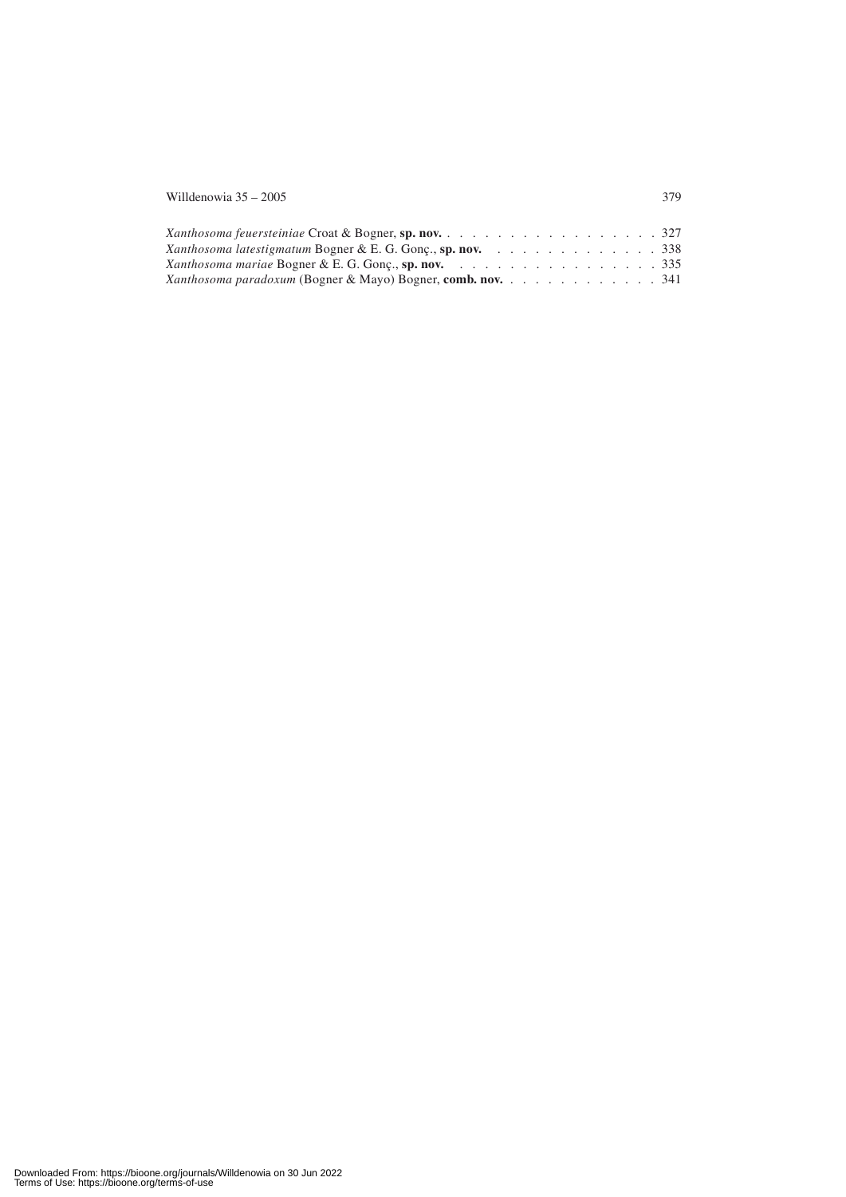*Xanthosoma feuersteiniae* Croat & Bogner, **sp. nov.** . . . . . . . . . . . . . . . . . . 327
*Xanthosoma latestigmatum* Bogner & E. G. Gonç., **sp. nov.** . . . . . . . . . . . . . 338
*Xanthosoma mariae* Bogner & E. G. Gonç., **sp. nov.** . . . . . . . . . . . . . . . . 335
*Xanthosoma paradoxum* (Bogner & Mayo) Bogner, **comb. nov.** . . . . . . . . . . . . 341

Downloaded From: https://bioone.org/journals/Willdenowia on 30 Jun 2022
Terms of Use: https://bioone.org/terms-of-use